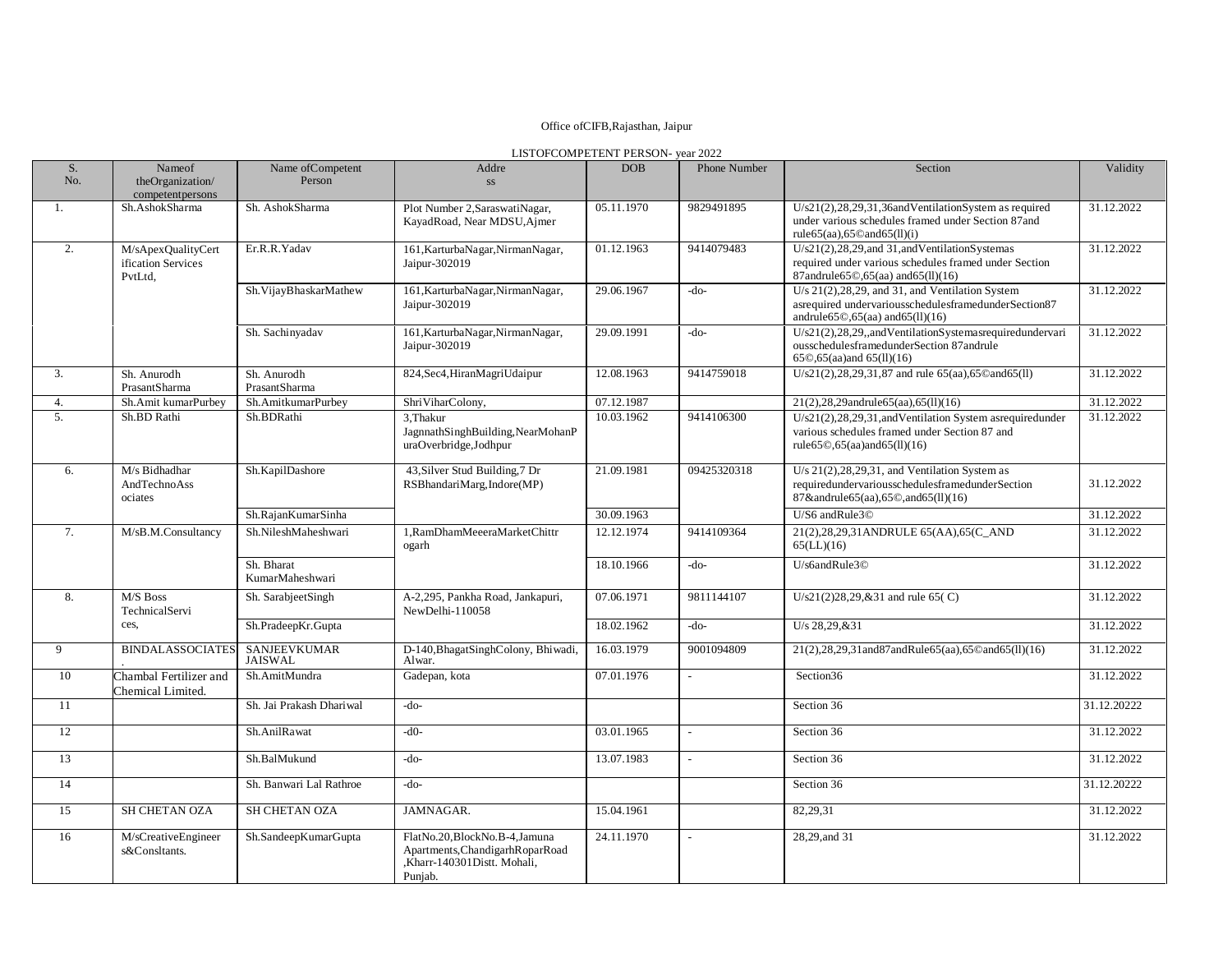Office ofCIFB,Rajasthan, Jaipur

LISTOFCOMPETENT PERSON- year 2022

| S. No. | Nameof theOrganization/ competentpersons | Name ofCompetent Person | Address | DOB | Phone Number | Section | Validity |
|---|---|---|---|---|---|---|---|
| 1. | Sh.AshokSharma | Sh. AshokSharma | Plot Number 2,SaraswatiNagar, KayadRoad, Near MDSU,Ajmer | 05.11.1970 | 9829491895 | U/s21(2),28,29,31,36andVentilationSystem as required under various schedules framed under Section 87and rule65(aa),65©and65(ll)(i) | 31.12.2022 |
| 2. | M/sApexQualityCertification Services PvtLtd, | Er.R.R.Yadav | 161,KarturbaNagar,NirmanNagar, Jaipur-302019 | 01.12.1963 | 9414079483 | U/s21(2),28,29,and 31,andVentilationSystemas required under various schedules framed under Section 87andrule65©,65(aa) and65(ll)(16) | 31.12.2022 |
| | | Sh.VijayBhaskarMathew | 161,KarturbaNagar,NirmanNagar, Jaipur-302019 | 29.06.1967 | -do- | U/s 21(2),28,29, and 31, and Ventilation System asrequired undervariousschedulesframedunderSection87 andrule65©,65(aa) and65(ll)(16) | 31.12.2022 |
| | | Sh. Sachinyadav | 161,KarturbaNagar,NirmanNagar, Jaipur-302019 | 29.09.1991 | -do- | U/s21(2),28,29,,andVentilationSystemasrequiredundervariousschedulesframedunderSection 87andrule 65©,65(aa)and 65(ll)(16) | 31.12.2022 |
| 3. | Sh. Anurodh PrasantSharma | Sh. Anurodh PrasantSharma | 824,Sec4,HiranMagriUdaipur | 12.08.1963 | 9414759018 | U/s21(2),28,29,31,87 and rule 65(aa),65©and65(ll) | 31.12.2022 |
| 4. | Sh.Amit kumarPurbey | Sh.AmitkumarPurbey | ShriViharColony, | 07.12.1987 | | 21(2),28,29andrule65(aa),65(ll)(16) | 31.12.2022 |
| 5. | Sh.BD Rathi | Sh.BDRathi | 3,Thakur JagnnathSinghBuilding,NearMohanPuraOverbridge,Jodhpur | 10.03.1962 | 9414106300 | U/s21(2),28,29,31,andVentilation System asrequiredunder various schedules framed under Section 87 and rule65©,65(aa)and65(ll)(16) | 31.12.2022 |
| 6. | M/s Bidhadhar AndTechnoAssociates | Sh.KapilDashore | 43,Silver Stud Building,7 Dr RSBhandariMarg,Indore(MP) | 21.09.1981 | 09425320318 | U/s 21(2),28,29,31, and Ventilation System as requiredundervariousschedulesframedunderSection 87&andrule65(aa),65©,and65(ll)(16) | 31.12.2022 |
| | | Sh.RajanKumarSinha | | 30.09.1963 | | U/S6 andRule3© | 31.12.2022 |
| 7. | M/sB.M.Consultancy | Sh.NileshMaheshwari | 1,RamDhamMeeeraMarketChittrogarh | 12.12.1974 | 9414109364 | 21(2),28,29,31ANDRULE 65(AA),65(C_AND 65(LL)(16) | 31.12.2022 |
| | | Sh. Bharat KumarMaheshwari | | 18.10.1966 | -do- | U/s6andRule3© | 31.12.2022 |
| 8. | M/S Boss TechnicalServices, | Sh. SarabjeetSingh | A-2,295, Pankha Road, Jankapuri, NewDelhi-110058 | 07.06.1971 | 9811144107 | U/s21(2)28,29,&31 and rule 65( C) | 31.12.2022 |
| | | Sh.PradeepKr.Gupta | | 18.02.1962 | -do- | U/s 28,29,&31 | 31.12.2022 |
| 9 | BINDALASSOCIATES. | SANJEEVKUMAR JAISWAL | D-140,BhagatSinghColony, Bhiwadi, Alwar. | 16.03.1979 | 9001094809 | 21(2),28,29,31and87andRule65(aa),65©and65(ll)(16) | 31.12.2022 |
| 10 | Chambal Fertilizer and Chemical Limited. | Sh.AmitMundra | Gadepan, kota | 07.01.1976 | - | Section36 | 31.12.2022 |
| 11 | | Sh. Jai Prakash Dhariwal | -do- | | | Section 36 | 31.12.20222 |
| 12 | | Sh.AnilRawat | -d0- | 03.01.1965 | - | Section 36 | 31.12.2022 |
| 13 | | Sh.BalMukund | -do- | 13.07.1983 | - | Section 36 | 31.12.2022 |
| 14 | | Sh. Banwari Lal Rathroe | -do- | | | Section 36 | 31.12.20222 |
| 15 | SH CHETAN OZA | SH CHETAN OZA | JAMNAGAR. | 15.04.1961 | | 82,29,31 | 31.12.2022 |
| 16 | M/sCreativeEngineers&Consltants. | Sh.SandeepKumarGupta | FlatNo.20,BlockNo.B-4,Jamuna Apartments,ChandigarhRoparRoad ,Kharr-140301Distt. Mohali, Punjab. | 24.11.1970 | - | 28,29,and 31 | 31.12.2022 |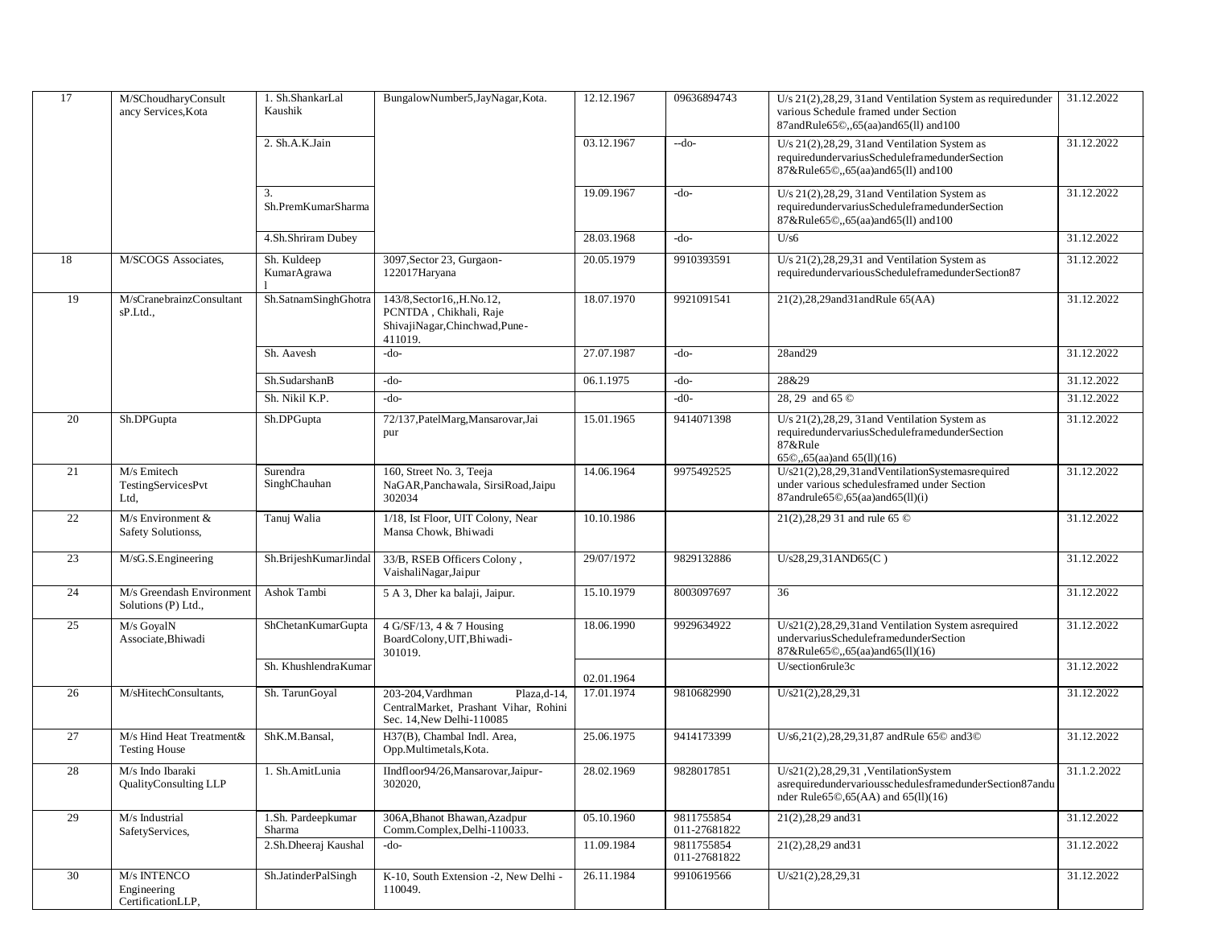| 17 | M/SChoudharyConsultancy Services,Kota | 1. Sh.ShankarLal Kaushik | BungalowNumber5,JayNagar,Kota. | 12.12.1967 | 09636894743 | U/s 21(2),28,29, 31and Ventilation System as requiredunder various Schedule framed under Section 87andRule65©,,65(aa)and65(ll) and100 | 31.12.2022 |
|---|---|---|---|---|---|---|---|
| | | 2. Sh.A.K.Jain | | 03.12.1967 | --do- | U/s 21(2),28,29, 31and Ventilation System as requiredundervariusScheduleframedunderSection 87&Rule65©,,65(aa)and65(ll) and100 | 31.12.2022 |
| | | 3. Sh.PremKumarSharma | | 19.09.1967 | -do- | U/s 21(2),28,29, 31and Ventilation System as requiredundervariusScheduleframedunderSection 87&Rule65©,,65(aa)and65(ll) and100 | 31.12.2022 |
| | | 4.Sh.Shriram Dubey | | 28.03.1968 | -do- | U/s6 | 31.12.2022 |
| 18 | M/SCOGS Associates, | Sh. Kuldeep KumarAgrawal | 3097,Sector 23, Gurgaon-122017Haryana | 20.05.1979 | 9910393591 | U/s 21(2),28,29,31 and Ventilation System as requiredundervariousScheduleframedunderSection87 | 31.12.2022 |
| 19 | M/sCranebrainzConsultantsP.Ltd., | Sh.SatnamSinghGhotra | 143/8,Sector16,,H.No.12, PCNTDA , Chikhali, Raje ShivajiNagar,Chinchwad,Pune-411019. | 18.07.1970 | 9921091541 | 21(2),28,29and31andRule 65(AA) | 31.12.2022 |
| | | Sh. Aavesh | -do- | 27.07.1987 | -do- | 28and29 | 31.12.2022 |
| | | Sh.SudarshanB | -do- | 06.1.1975 | -do- | 28&29 | 31.12.2022 |
| | | Sh. Nikil K.P. | -do- | | -d0- | 28, 29 and 65 © | 31.12.2022 |
| 20 | Sh.DPGupta | Sh.DPGupta | 72/137,PatelMarg,Mansarovar,Jaipur | 15.01.1965 | 9414071398 | U/s 21(2),28,29, 31and Ventilation System as requiredundervariusScheduleframedunderSection 87&Rule 65©,,65(aa)and 65(ll)(16) | 31.12.2022 |
| 21 | M/s Emitech TestingServicesPvt Ltd, | Surendra SinghChauhan | 160, Street No. 3, Teeja NaGAR,Panchawala, SirsiRoad,Jaipu 302034 | 14.06.1964 | 9975492525 | U/s21(2),28,29,31andVentilationSystemasrequired under various schedulesframed under Section 87andrule65©,65(aa)and65(ll)(i) | 31.12.2022 |
| 22 | M/s Environment & Safety Solutionss, | Tanuj Walia | 1/18, Ist Floor, UIT Colony, Near Mansa Chowk, Bhiwadi | 10.10.1986 | | 21(2),28,29 31 and rule 65 © | 31.12.2022 |
| 23 | M/sG.S.Engineering | Sh.BrijeshKumarJindal | 33/B, RSEB Officers Colony , VaishaliNagar,Jaipur | 29/07/1972 | 9829132886 | U/s28,29,31AND65(C ) | 31.12.2022 |
| 24 | M/s Greendash Environment Solutions (P) Ltd., | Ashok Tambi | 5 A 3, Dher ka balaji, Jaipur. | 15.10.1979 | 8003097697 | 36 | 31.12.2022 |
| 25 | M/s GoyalN Associate,Bhiwadi | ShChetanKumarGupta | 4 G/SF/13, 4 & 7 Housing BoardColony,UIT,Bhiwadi-301019. | 18.06.1990 | 9929634922 | U/s21(2),28,29,31and Ventilation System asrequired undervariusScheduleframedunderSection 87&Rule65©,,65(aa)and65(ll)(16) | 31.12.2022 |
| | | Sh. KhushlendraKumar | | 02.01.1964 | | U/section6rule3c | 31.12.2022 |
| 26 | M/sHitechConsultants, | Sh. TarunGoyal | 203-204,Vardhman Plaza,d-14, CentralMarket, Prashant Vihar, Rohini Sec. 14,New Delhi-110085 | 17.01.1974 | 9810682990 | U/s21(2),28,29,31 | 31.12.2022 |
| 27 | M/s Hind Heat Treatment& Testing House | ShK.M.Bansal, | H37(B), Chambal Indl. Area, Opp.Multimetals,Kota. | 25.06.1975 | 9414173399 | U/s6,21(2),28,29,31,87 andRule 65© and3© | 31.12.2022 |
| 28 | M/s Indo Ibaraki QualityConsulting LLP | 1. Sh.AmitLunia | IIndfloor94/26,Mansarovar,Jaipur-302020, | 28.02.1969 | 9828017851 | U/s21(2),28,29,31 ,VentilationSystem asrequiredundervariousschedulesframedunderSection87andunder Rule65©,65(AA) and 65(ll)(16) | 31.1.2.2022 |
| 29 | M/s Industrial SafetyServices, | 1.Sh. Pardeepkumar Sharma | 306A,Bhanot Bhawan,Azadpur Comm.Complex,Delhi-110033. | 05.10.1960 | 9811755854 011-27681822 | 21(2),28,29 and31 | 31.12.2022 |
| | | 2.Sh.Dheeraj Kaushal | -do- | 11.09.1984 | 9811755854 011-27681822 | 21(2),28,29 and31 | 31.12.2022 |
| 30 | M/s INTENCO Engineering CertificationLLP, | Sh.JatinderPalSingh | K-10, South Extension -2, New Delhi - 110049. | 26.11.1984 | 9910619566 | U/s21(2),28,29,31 | 31.12.2022 |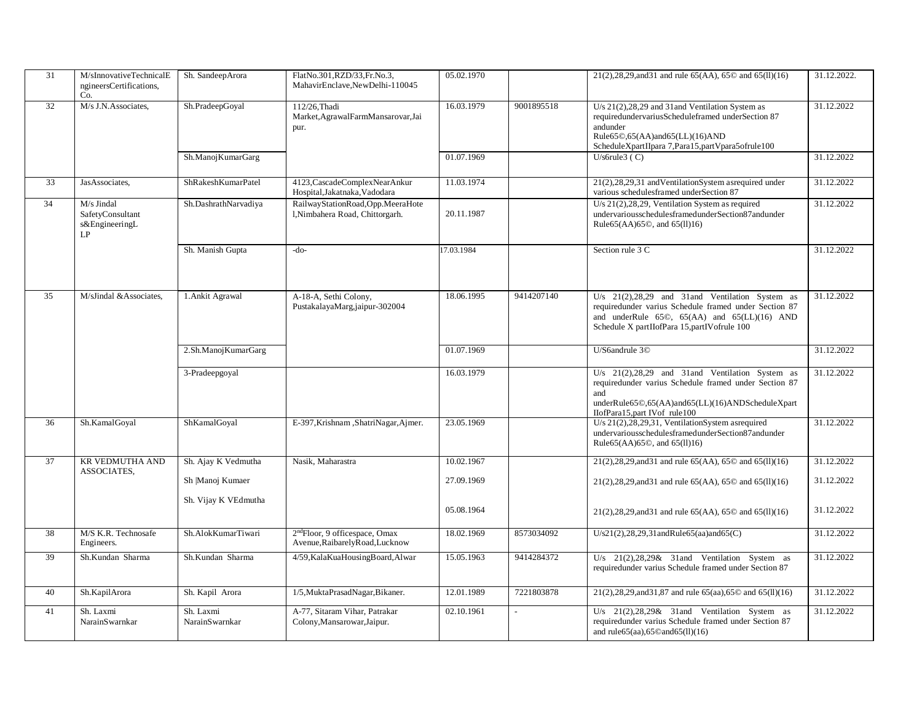| 31 | M/sInnovativeTechnicalEngineersCertifications, Co. | Sh. SandeepArora | FlatNo.301,RZD/33,Fr.No.3, MahavirEnclave,NewDelhi-110045 | 05.02.1970 | | 21(2),28,29,and31 and rule 65(AA), 65© and 65(ll)(16) | 31.12.2022. |
|---|---|---|---|---|---|---|---|
| 32 | M/s J.N.Associates, | Sh.PradeepGoyal | 112/26,Thadi Market,AgrawalFarmMansarovar,Jaipur. | 16.03.1979 | 9001895518 | U/s 21(2),28,29 and 31and Ventilation System as requiredundervariusScheduleframed underSection 87 andunder Rule65©,65(AA)and65(LL)(16)AND ScheduleXpartIIpara 7,Para15,partVpara5ofrule100 | 31.12.2022 |
| | | Sh.ManojKumarGarg | | 01.07.1969 | | U/s6rule3 ( C) | 31.12.2022 |
| 33 | JasAssociates, | ShRakeshKumarPatel | 4123,CascadeComplexNearAnkur Hospital,Jakatnaka,Vadodara | 11.03.1974 | | 21(2),28,29,31 andVentilationSystem asrequired under various schedulesframed underSection 87 | 31.12.2022 |
| 34 | M/s Jindal SafetyConsultants&EngineeringLLP | Sh.DashrathNarvadiya | RailwayStationRoad,Opp.MeeraHotel,Nimbahera Road, Chittorgarh. | 20.11.1987 | | U/s 21(2),28,29, Ventilation System as required undervariousschedulesframedunderSection87andunder Rule65(AA)65©, and 65(ll)16) | 31.12.2022 |
| | | Sh. Manish Gupta | -do- | 17.03.1984 | | Section rule 3 C | 31.12.2022 |
| 35 | M/sJindal &Associates, | 1.Ankit Agrawal | A-18-A, Sethi Colony, PustakalayaMarg,jaipur-302004 | 18.06.1995 | 9414207140 | U/s 21(2),28,29 and 31and Ventilation System as requiredunder varius Schedule framed under Section 87 and underRule 65©, 65(AA) and 65(LL)(16) AND Schedule X partIIofPara 15,partIVofrule 100 | 31.12.2022 |
| | | 2.Sh.ManojKumarGarg | | 01.07.1969 | | U/S6andrule 3© | 31.12.2022 |
| | | 3-Pradeepgoyal | | 16.03.1979 | | U/s 21(2),28,29 and 31and Ventilation System as requiredunder varius Schedule framed under Section 87 and underRule65©,65(AA)and65(LL)(16)ANDScheduleXpart IIofPara15,part IVof rule100 | 31.12.2022 |
| 36 | Sh.KamalGoyal | ShKamalGoyal | E-397,Krishnam ,ShatriNagar,Ajmer. | 23.05.1969 | | U/s 21(2),28,29,31, VentilationSystem asrequired undervariousschedulesframedunderSection87andunder Rule65(AA)65©, and 65(ll)16) | 31.12.2022 |
| 37 | KR VEDMUTHA AND ASSOCIATES, | Sh. Ajay K Vedmutha | Nasik, Maharastra | 10.02.1967 | | 21(2),28,29,and31 and rule 65(AA), 65© and 65(ll)(16) | 31.12.2022 |
| | | Sh \|Manoj Kumaer | | 27.09.1969 | | 21(2),28,29,and31 and rule 65(AA), 65© and 65(ll)(16) | 31.12.2022 |
| | | Sh. Vijay K VEdmutha | | 05.08.1964 | | 21(2),28,29,and31 and rule 65(AA), 65© and 65(ll)(16) | 31.12.2022 |
| 38 | M/S K.R. Technosafe Engineers. | Sh.AlokKumarTiwari | 2nd Floor, 9 officespace, Omax Avenue,RaibarelyRoad,Lucknow | 18.02.1969 | 8573034092 | U/s21(2),28,29,31andRule65(aa)and65(C) | 31.12.2022 |
| 39 | Sh.Kundan Sharma | Sh.Kundan Sharma | 4/59,KalaKuaHousingBoard,Alwar | 15.05.1963 | 9414284372 | U/s 21(2),28,29& 31and Ventilation System as requiredunder varius Schedule framed under Section 87 | 31.12.2022 |
| 40 | Sh.KapilArora | Sh. Kapil Arora | 1/5,MuktaPrasadNagar,Bikaner. | 12.01.1989 | 7221803878 | 21(2),28,29,and31,87 and rule 65(aa),65© and 65(ll)(16) | 31.12.2022 |
| 41 | Sh. Laxmi NarainSwarnkar | Sh. Laxmi NarainSwarnkar | A-77, Sitaram Vihar, Patrakar Colony,Mansarowar,Jaipur. | 02.10.1961 | - | U/s 21(2),28,29& 31and Ventilation System as requiredunder varius Schedule framed under Section 87 and rule65(aa),65©and65(ll)(16) | 31.12.2022 |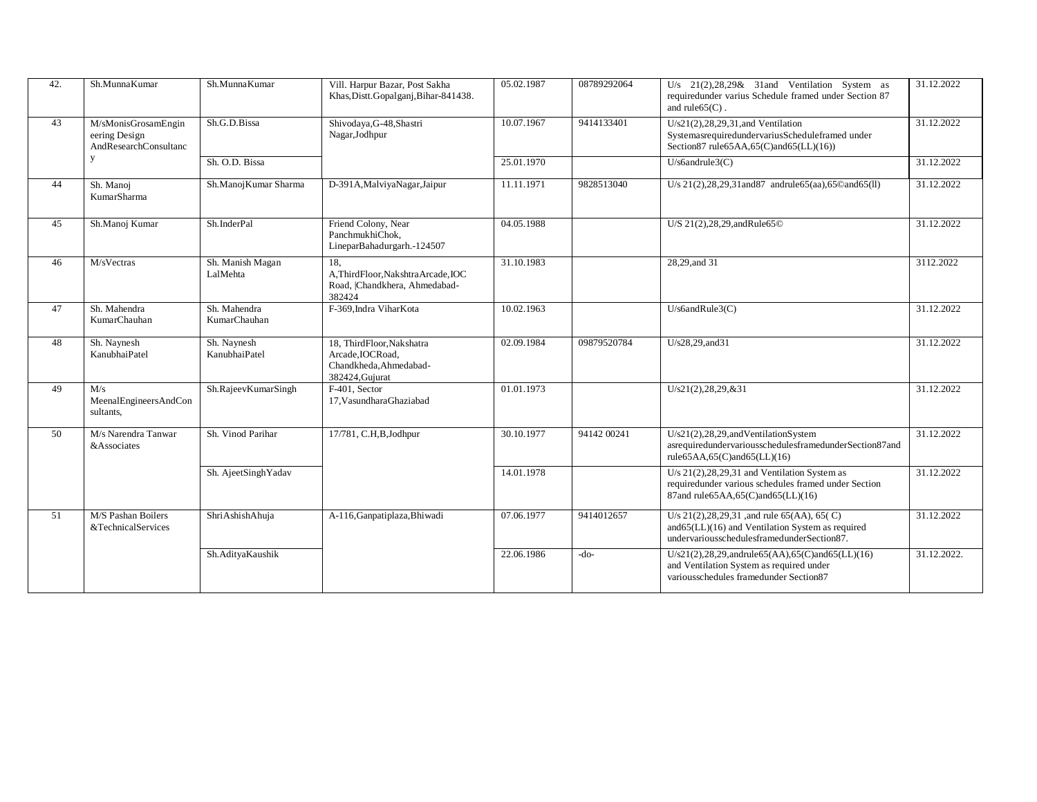| 42. | Sh.MunnaKumar | Sh.MunnaKumar | Vill. Harpur Bazar, Post Sakha Khas,Distt.Gopalganj,Bihar-841438. | 05.02.1987 | 08789292064 | U/s 21(2),28,29& 31and Ventilation System as requiredunder varius Schedule framed under Section 87 and rule65(C) . | 31.12.2022 |
|---|---|---|---|---|---|---|---|
| 43 | M/sMonisGrosamEngineering Design AndResearchConsultancy | Sh.G.D.Bissa | Shivodaya,G-48,Shastri Nagar,Jodhpur | 10.07.1967 | 9414133401 | U/s21(2),28,29,31,and Ventilation SystemasrequiredundervariusScheduleframed under Section87 rule65AA,65(C)and65(LL)(16)) | 31.12.2022 |
| | | Sh. O.D. Bissa | | 25.01.1970 | | U/s6andrule3(C) | 31.12.2022 |
| 44 | Sh. Manoj KumarSharma | Sh.ManojKumar Sharma | D-391A,MalviyaNagar,Jaipur | 11.11.1971 | 9828513040 | U/s 21(2),28,29,31and87 andrule65(aa),65©and65(ll) | 31.12.2022 |
| 45 | Sh.Manoj Kumar | Sh.InderPal | Friend Colony, Near PanchmukhiChok, LineparBahadurgarh.-124507 | 04.05.1988 | | U/S 21(2),28,29,andRule65© | 31.12.2022 |
| 46 | M/sVectras | Sh. Manish Magan LalMehta | 18, A,ThirdFloor,NakshtraArcade,IOC Road, \|Chandkhera, Ahmedabad-382424 | 31.10.1983 | | 28,29,and 31 | 3112.2022 |
| 47 | Sh. Mahendra KumarChauhan | Sh. Mahendra KumarChauhan | F-369,Indra ViharKota | 10.02.1963 | | U/s6andRule3(C) | 31.12.2022 |
| 48 | Sh. Naynesh KanubhaiPatel | Sh. Naynesh KanubhaiPatel | 18, ThirdFloor,Nakshatra Arcade,IOCRoad, Chandkheda,Ahmedabad-382424,Gujurat | 02.09.1984 | 09879520784 | U/s28,29,and31 | 31.12.2022 |
| 49 | M/s MeenalEngineersAndConsultants, | Sh.RajeevKumarSingh | F-401, Sector 17,VasundharaGhaziabad | 01.01.1973 | | U/s21(2),28,29,&31 | 31.12.2022 |
| 50 | M/s Narendra Tanwar &Associates | Sh. Vinod Parihar | 17/781, C.H,B,Jodhpur | 30.10.1977 | 94142 00241 | U/s21(2),28,29,andVentilationSystem asrequiredundervariousschedulesframedunderSection87and rule65AA,65(C)and65(LL)(16) | 31.12.2022 |
| | | Sh. AjeetSinghYadav | | 14.01.1978 | | U/s 21(2),28,29,31 and Ventilation System as requiredunder various schedules framed under Section 87and rule65AA,65(C)and65(LL)(16) | 31.12.2022 |
| 51 | M/S Pashan Boilers &TechnicalServices | ShriAshishAhuja | A-116,Ganpatiplaza,Bhiwadi | 07.06.1977 | 9414012657 | U/s 21(2),28,29,31 ,and rule 65(AA), 65( C) and65(LL)(16) and Ventilation System as required undervariousschedulesframedunderSection87. | 31.12.2022 |
| | | Sh.AdityaKaushik | | 22.06.1986 | -do- | U/s21(2),28,29,andrule65(AA),65(C)and65(LL)(16) and Ventilation System as required under variousschedules framedunder Section87 | 31.12.2022. |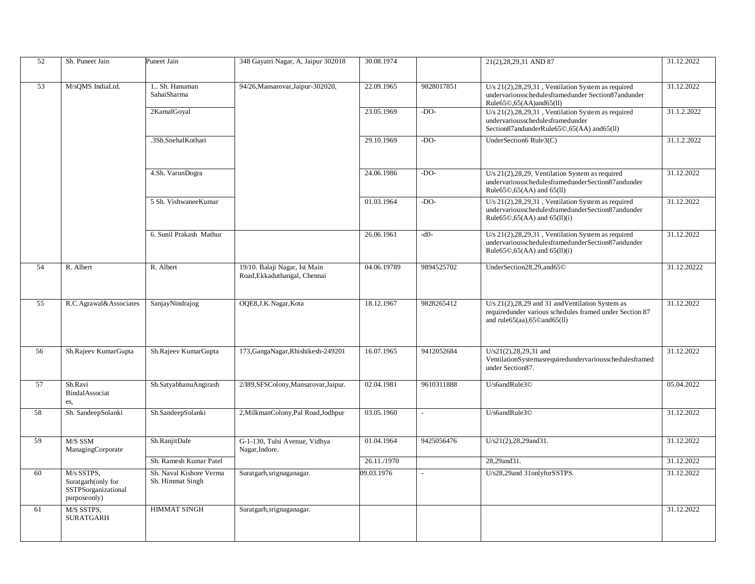| 52 | Sh. Puneet Jain | Puneet Jain | 348 Gayatri Nagar, A, Jaipur 302018 | 30.08.1974 | | 21(2),28,29,31 AND 87 | 31.12.2022 |
|---|---|---|---|---|---|---|---|
| 53 | M/sQMS IndiaLtd. | 1.. Sh. Hanuman SahaiSharma | 94/26,Mansarovar,Jaipur-302020, | 22.09.1965 | 9828017851 | U/s 21(2),28,29,31 , Ventilation System as required undervariousschedulesframedunder Section87andunder Rule65©,65(AA)and65(ll) | 31.12.2022 |
| | | 2KamalGoyal | | 23.05.1969 | -DO- | U/s 21(2),28,29,31 , Ventilation System as required undervariousschedulesframedunder Section87andunderRule65©,65(AA) and65(ll) | 31.1.2.2022 |
| | | .3Sh.SnehalKothari | | 29.10.1969 | -DO- | UnderSection6 Rule3(C) | 31.1.2.2022 |
| | | 4.Sh. VarunDogra | | 24.06.1986 | -DO- | U/s 21(2),28,29, Ventilation System as required undervariousschedulesframedunderSection87andunder Rule65©,65(AA) and 65(ll) | 31.12.2022 |
| | | 5 Sh. VishwaneeKumar | | 01.03.1964 | -DO- | U/s 21(2),28,29,31 , Ventilation System as required undervariousschedulesframedunderSection87andunder Rule65©,65(AA) and 65(ll)(i) | 31.12.2022 |
| | | 6. Sunil Prakash Mathur | | 26.06.1961 | -d0- | U/s 21(2),28,29,31 , Ventilation System as required undervariousschedulesframedunderSection87andunder Rule65©,65(AA) and 65(ll)(i) | 31.12.2022 |
| 54 | R. Albert | R. Albert | 19/10. Balaji Nagar, Ist Main Road,Ekkaduthangal, Chennai | 04.06.19789 | 9894525702 | UnderSection28,29,and65© | 31.12.20222 |
| 55 | R.C.Agrawal&Associates | SanjayNindrajog | OQE8,J.K.Nagar,Kota | 18.12.1967 | 9828265412 | U/s 21(2),28,29 and 31 andVentilation System as requiredunder various schedules framed under Section 87 and rule65(aa),65©and65(ll) | 31.12.2022 |
| 56 | Sh.Rajeev KumarGupta | Sh.Rajeev KumarGupta | 173,GangaNagar,Rhishikesh-249201 | 16.07.1965 | 9412052684 | U/s21(2),28,29,31 and VentilationSystemasrequiredundervariousschedulesframed under Section87. | 31.12.2022 |
| 57 | Sh.Ravi BindalAssociat es, | Sh.SatyabhanuAngirash | 2/I89,SFSColony,Mansarovar,Jaipur. | 02.04.1981 | 9610311888 | U/s6andRule3© | 05.04.2022 |
| 58 | Sh. SandeepSolanki | Sh.SandeepSolanki | 2,MilkmanColony,Pal Road,Jodhpur | 03.05.1960 | - | U/s6andRule3© | 31.12.2022 |
| 59 | M/S SSM ManagingCorporate | Sh.RanjitDafe | G-1-130, Tulsi Avenue, Vidhya Nagar,Indore. | 01.04.1964 | 9425056476 | U/s21(2),28,29and31. | 31.12.2022 |
| | | Sh. Ramesh Kumar Patel | | 26.11./1970 | | 28,29and31. | 31.12.2022 |
| 60 | M/s SSTPS, Suratgarh(only for SSTPSorganizational purposeonly) | Sh. Naval Kishore Verma Sh. Himmat Singh | Suratgarh,srignaganagar. | 09.03.1976 | - | U/s28,29and 31onlyforSSTPS. | 31.12.2022 |
| 61 | M/S SSTPS, SURATGARH | HIMMAT SINGH | Suratgarh,srignaganagar. | | | | 31.12.2022 |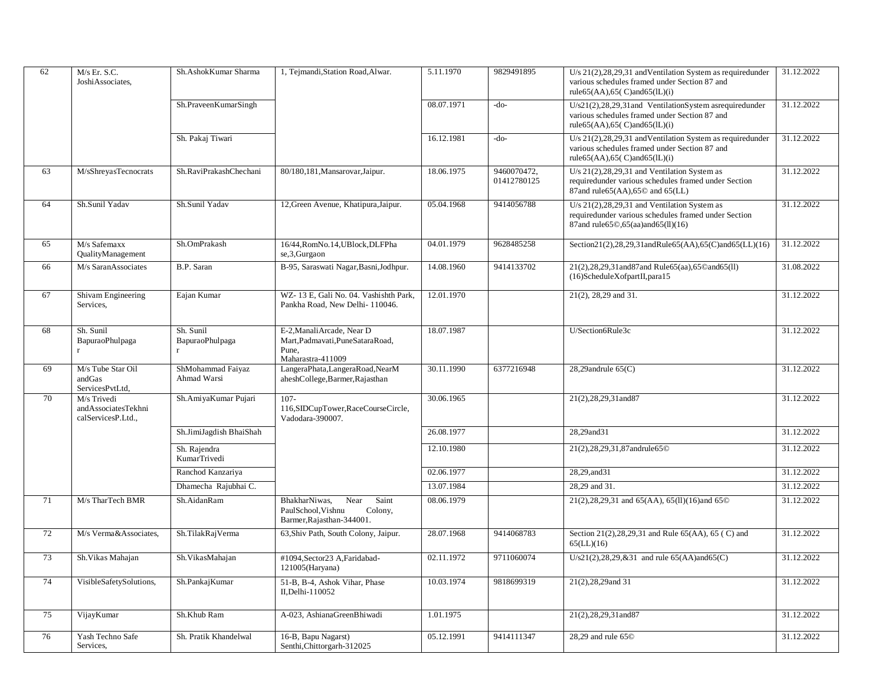| | | | | | | | |
|---|---|---|---|---|---|---|---|
| 62 | M/s Er. S.C. JoshiAssociates, | Sh.AshokKumar Sharma | 1, Tejmandi,Station Road,Alwar. | 5.11.1970 | 9829491895 | U/s 21(2),28,29,31 andVentilation System as requiredunder various schedules framed under Section 87 and rule65(AA),65( C)and65(lL)(i) | 31.12.2022 |
| | | Sh.PraveenKumarSingh | | 08.07.1971 | -do- | U/s21(2),28,29,31and VentilationSystem asrequiredunder various schedules framed under Section 87 and rule65(AA),65( C)and65(lL)(i) | 31.12.2022 |
| | | Sh. Pakaj Tiwari | | 16.12.1981 | -do- | U/s 21(2),28,29,31 andVentilation System as requiredunder various schedules framed under Section 87 and rule65(AA),65( C)and65(lL)(i) | 31.12.2022 |
| 63 | M/sShreyasTecnocrats | Sh.RaviPrakashChechani | 80/180,181,Mansarovar,Jaipur. | 18.06.1975 | 9460070472, 01412780125 | U/s 21(2),28,29,31 and Ventilation System as requiredunder various schedules framed under Section 87and rule65(AA),65© and 65(LL) | 31.12.2022 |
| 64 | Sh.Sunil Yadav | Sh.Sunil Yadav | 12,Green Avenue, Khatipura,Jaipur. | 05.04.1968 | 9414056788 | U/s 21(2),28,29,31 and Ventilation System as requiredunder various schedules framed under Section 87and rule65©,65(aa)and65(ll)(16) | 31.12.2022 |
| 65 | M/s Safemaxx QualityManagement | Sh.OmPrakash | 16/44,RomNo.14,UBlock,DLFPhase,3,Gurgaon | 04.01.1979 | 9628485258 | Section21(2),28,29,31andRule65(AA),65(C)and65(LL)(16) | 31.12.2022 |
| 66 | M/s SaranAssociates | B.P. Saran | B-95, Saraswati Nagar,Basni,Jodhpur. | 14.08.1960 | 9414133702 | 21(2),28,29,31and87and Rule65(aa),65©and65(ll)(16)ScheduleXofpartII,para15 | 31.08.2022 |
| 67 | Shivam Engineering Services, | Eajan Kumar | WZ- 13 E, Gali No. 04. Vashishth Park, Pankha Road, New Delhi- 110046. | 12.01.1970 | | 21(2), 28,29 and 31. | 31.12.2022 |
| 68 | Sh. Sunil BapuraoPhulpagar | Sh. Sunil BapuraoPhulpagar | E-2,ManaliArcade, Near D Mart,Padmavati,PuneSataraRoad, Pune, Maharastra-411009 | 18.07.1987 | | U/Section6Rule3c | 31.12.2022 |
| 69 | M/s Tube Star Oil andGas ServicesPvtLtd, | ShMohammad Faiyaz Ahmad Warsi | LangeraPhata,LangeraRoad,NearMaheshCollege,Barmer,Rajasthan | 30.11.1990 | 6377216948 | 28,29andrule 65(C) | 31.12.2022 |
| 70 | M/s Trivedi andAssociatesTekhnicalServicesP.Ltd., | Sh.AmiyaKumar Pujari | 107-116,SIDCupTower,RaceCourseCircle, Vadodara-390007. | 30.06.1965 | | 21(2),28,29,31and87 | 31.12.2022 |
| | | Sh.JimiJagdish BhaiShah | | 26.08.1977 | | 28,29and31 | 31.12.2022 |
| | | Sh. Rajendra KumarTrivedi | | 12.10.1980 | | 21(2),28,29,31,87andrule65© | 31.12.2022 |
| | | Ranchod Kanzariya | | 02.06.1977 | | 28,29,and31 | 31.12.2022 |
| | | Dhamecha Rajubhai C. | | 13.07.1984 | | 28,29 and 31. | 31.12.2022 |
| 71 | M/s TharTech BMR | Sh.AidanRam | BhakharNiwas, Near Saint PaulSchool,Vishnu Colony, Barmer,Rajasthan-344001. | 08.06.1979 | | 21(2),28,29,31 and 65(AA), 65(ll)(16)and 65© | 31.12.2022 |
| 72 | M/s Verma&Associates, | Sh.TilakRajVerma | 63,Shiv Path, South Colony, Jaipur. | 28.07.1968 | 9414068783 | Section 21(2),28,29,31 and Rule 65(AA), 65 ( C) and 65(LL)(16) | 31.12.2022 |
| 73 | Sh.Vikas Mahajan | Sh.VikasMahajan | #1094,Sector23 A,Faridabad-121005(Haryana) | 02.11.1972 | 9711060074 | U/s21(2),28,29,&31 and rule 65(AA)and65(C) | 31.12.2022 |
| 74 | VisibleSafetySolutions, | Sh.PankajKumar | 51-B, B-4, Ashok Vihar, Phase II,Delhi-110052 | 10.03.1974 | 9818699319 | 21(2),28,29and 31 | 31.12.2022 |
| 75 | VijayKumar | Sh.Khub Ram | A-023, AshianaGreenBhiwadi | 1.01.1975 | | 21(2),28,29,31and87 | 31.12.2022 |
| 76 | Yash Techno Safe Services, | Sh. Pratik Khandelwal | 16-B, Bapu Nagarst) Senthi,Chittorgarh-312025 | 05.12.1991 | 9414111347 | 28,29 and rule 65© | 31.12.2022 |